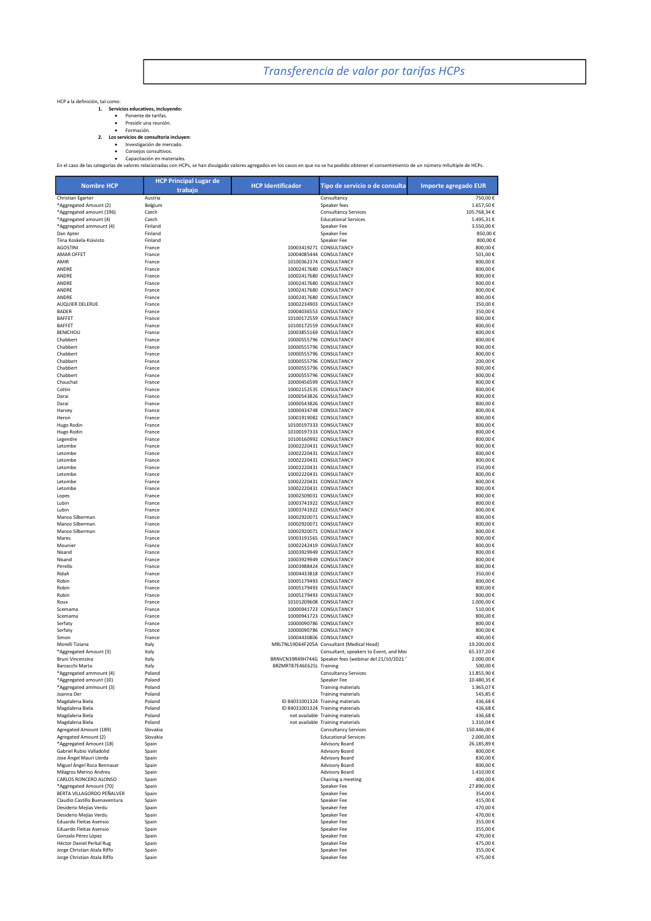# *Transferencia de valor por tarifas HCPs*

HCP a la definición, tal como:

1. **Servicios educativos, incluyendo:**
   - Ponente de tarifas.
   - Presidir una reunión.
   - Formación.
2. **Los servicios de consultoría incluyen:**
   - Investigación de mercado.
   - Consejos consultivos.
   - Capacitación en materiales.

En el caso de las categorías de valores relacionadas con HCPs, se han divulgado valores agregados en los casos en que no se ha podido obtener el consentimiento de un número múltiple de HCPs.

| Nombre HCP | HCP Principal Lugar de trabajo | HCP Identificador | Tipo de servicio o de consulta | Importe agregado EUR |
|---|---|---|---|---|
| Christian Egarter | Austria | | Consultancy | 750,00 € |
| *Aggregated Amount (2) | Belgium | | Speaker fees | 1.657,50 € |
| *Aggregated amount (196) | Czech | | Consultancy Services | 105.768,34 € |
| *Aggregated amount (4) | Czech | | Educational Services | 5.495,31 € |
| *Aggregated ammount (4) | Finland | | Speaker Fee | 3.550,00 € |
| Dan Apter | Finland | | Speaker Fee | 850,00 € |
| Tiina Koskela-Koivisto | Finland | | Speaker Fee | 800,00 € |
| AGOSTINI | France | 10003419271 | CONSULTANCY | 800,00 € |
| AMAR OFFET | France | 10004085444 | CONSULTANCY | 501,00 € |
| AMIR | France | 10100362374 | CONSULTANCY | 800,00 € |
| ANDRE | France | 10002417680 | CONSULTANCY | 800,00 € |
| ANDRE | France | 10002417680 | CONSULTANCY | 800,00 € |
| ANDRE | France | 10002417680 | CONSULTANCY | 800,00 € |
| ANDRE | France | 10002417680 | CONSULTANCY | 800,00 € |
| ANDRE | France | 10002417680 | CONSULTANCY | 800,00 € |
| AUQUIER DELERUE | France | 10002234903 | CONSULTANCY | 350,00 € |
| BADER | France | 10004036553 | CONSULTANCY | 350,00 € |
| BAFFET | France | 10100172559 | CONSULTANCY | 800,00 € |
| BAFFET | France | 10100172559 | CONSULTANCY | 800,00 € |
| BENICHOU | France | 10003855169 | CONSULTANCY | 800,00 € |
| Chabbert | France | 10000555796 | CONSULTANCY | 800,00 € |
| Chabbert | France | 10000555796 | CONSULTANCY | 800,00 € |
| Chabbert | France | 10000555796 | CONSULTANCY | 800,00 € |
| Chabbert | France | 10000555796 | CONSULTANCY | 200,00 € |
| Chabbert | France | 10000555796 | CONSULTANCY | 800,00 € |
| Chabbert | France | 10000555796 | CONSULTANCY | 800,00 € |
| Chauchat | France | 10000456599 | CONSULTANCY | 800,00 € |
| Cottin | France | 10002152535 | CONSULTANCY | 800,00 € |
| Darai | France | 10000543826 | CONSULTANCY | 800,00 € |
| Darai | France | 10000543826 | CONSULTANCY | 800,00 € |
| Harvey | France | 10000434748 | CONSULTANCY | 800,00 € |
| Heron | France | 10001919082 | CONSULTANCY | 800,00 € |
| Hugo Rodin | France | 10100197333 | CONSULTANCY | 800,00 € |
| Hugo Rodin | France | 10100197333 | CONSULTANCY | 800,00 € |
| Legendre | France | 10100160992 | CONSULTANCY | 800,00 € |
| Letombe | France | 10002220431 | CONSULTANCY | 800,00 € |
| Letombe | France | 10002220431 | CONSULTANCY | 800,00 € |
| Letombe | France | 10002220431 | CONSULTANCY | 800,00 € |
| Letombe | France | 10002220431 | CONSULTANCY | 350,00 € |
| Letombe | France | 10002220431 | CONSULTANCY | 800,00 € |
| Letombe | France | 10002220431 | CONSULTANCY | 800,00 € |
| Letombe | France | 10002220431 | CONSULTANCY | 800,00 € |
| Lopes | France | 10002509031 | CONSULTANCY | 800,00 € |
| Lubin | France | 10003741922 | CONSULTANCY | 800,00 € |
| Lubin | France | 10003741922 | CONSULTANCY | 800,00 € |
| Manzo Silberman | France | 10002920071 | CONSULTANCY | 800,00 € |
| Manzo Silberman | France | 10002920071 | CONSULTANCY | 800,00 € |
| Manzo Silberman | France | 10002920071 | CONSULTANCY | 800,00 € |
| Mares | France | 10003191565 | CONSULTANCY | 800,00 € |
| Mounier | France | 10002242419 | CONSULTANCY | 800,00 € |
| Nisand | France | 10003929949 | CONSULTANCY | 800,00 € |
| Nisand | France | 10003929949 | CONSULTANCY | 800,00 € |
| Pirrello | France | 10003988424 | CONSULTANCY | 800,00 € |
| Ridah | France | 10004433818 | CONSULTANCY | 350,00 € |
| Robin | France | 10005179493 | CONSULTANCY | 800,00 € |
| Robin | France | 10005179493 | CONSULTANCY | 800,00 € |
| Robin | France | 10005179493 | CONSULTANCY | 800,00 € |
| Roux | France | 10101209608 | CONSULTANCY | 1.000,00 € |
| Scemama | France | 10000941723 | CONSULTANCY | 510,00 € |
| Scemama | France | 10000941723 | CONSULTANCY | 800,00 € |
| Serfaty | France | 10000090786 | CONSULTANCY | 800,00 € |
| Serfaty | France | 10000090786 | CONSULTANCY | 800,00 € |
| Simon | France | 10004430806 | CONSULTANCY | 400,00 € |
| Morelli Tiziana | Italy | MRLTNL59D64F205A | Consultant (Medical Head) | 19.200,00 € |
| *Aggregated Amount (3) | Italy | | Consultant, speakers to Event, and Med | 65.337,20 € |
| Bruni Vincenzina | Italy | BRNVCN39R49H744G | Speaker fees (webinar del 21/10/2021 ' | 2.000,00 € |
| Barzacchi Marta | Italy | BRZMRT87E46E625L | Training | 500,00 € |
| *Aggregated ammount (4) | Poland | | Consultancy Services | 11.855,90 € |
| *Aggregated amount (10) | Poland | | Speaker Fee | 10.480,35 € |
| *Aggregated ammount (3) | Poland | | Training materials | 1.965,07 € |
| Joanna Der | Poland | | Training materials | 545,85 € |
| Magdalena Biela | Poland | ID 84031001324 | Training materials | 436,68 € |
| Magdalena Biela | Poland | ID 84031001324 | Training materials | 436,68 € |
| Magdalena Biela | Poland | not available | Training materials | 436,68 € |
| Magdalena Biela | Poland | not available | Training materials | 1.310,04 € |
| Agregated Amount (189) | Slovakia | | Consultancy Services | 150.446,00 € |
| Agregated Amount (2) | Slovakia | | Educational Services | 2.000,00 € |
| *Aggregated Amount (18) | Spain | | Advisory Board | 26.185,89 € |
| Gabriel Rubio Valladolid | Spain | | Advisory Board | 800,00 € |
| Jose Ángel Mauri Llerda | Spain | | Advisory Board | 830,00 € |
| Miguel Ángel Roca Bennasar | Spain | | Advisory Board | 800,00 € |
| Milagros Merino Andreu | Spain | | Advisory Board | 1.410,00 € |
| CARLOS RONCERO ALONSO | Spain | | Chairing a meeting | 400,00 € |
| *Aggregated Amount (70) | Spain | | Speaker Fee | 27.890,00 € |
| BERTA VILLAGORDO PEÑALVER | Spain | | Speaker Fee | 354,00 € |
| Claudio Castillo Buenaventura | Spain | | Speaker Fee | 415,00 € |
| Desiderio Mejías Verdu | Spain | | Speaker Fee | 470,00 € |
| Desiderio Mejías Verdu | Spain | | Speaker Fee | 470,00 € |
| Eduardo Fleitas Asensio | Spain | | Speaker Fee | 355,00 € |
| Eduardo Fleitas Asensio | Spain | | Speaker Fee | 355,00 € |
| Gonzalo Pérez López | Spain | | Speaker Fee | 470,00 € |
| Héctor Daniel Perkal Rug | Spain | | Speaker Fee | 475,00 € |
| Jorge Christian Atala Riffo | Spain | | Speaker Fee | 355,00 € |
| Jorge Christian Atala Riffo | Spain | | Speaker Fee | 475,00 € |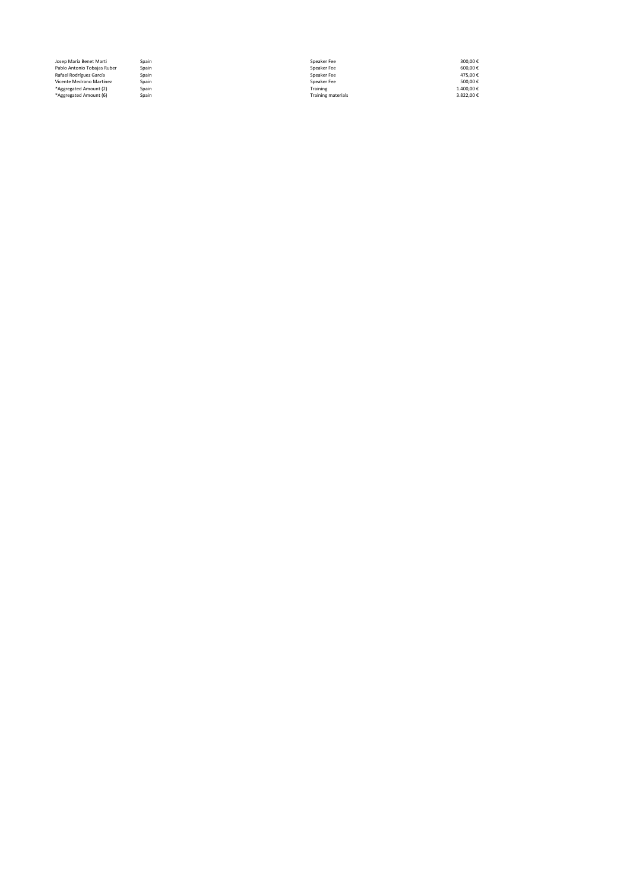| | | | |
|---|---|---|---|
| Josep Maria Benet Marti | Spain | Speaker Fee | 300,00 € |
| Pablo Antonio Tobajas Ruber | Spain | Speaker Fee | 600,00 € |
| Rafael Rodríguez García | Spain | Speaker Fee | 475,00 € |
| Vicente Medrano Martínez | Spain | Speaker Fee | 500,00 € |
| *Aggregated Amount (2) | Spain | Training | 1.400,00 € |
| *Aggregated Amount (6) | Spain | Training materials | 3.822,00 € |